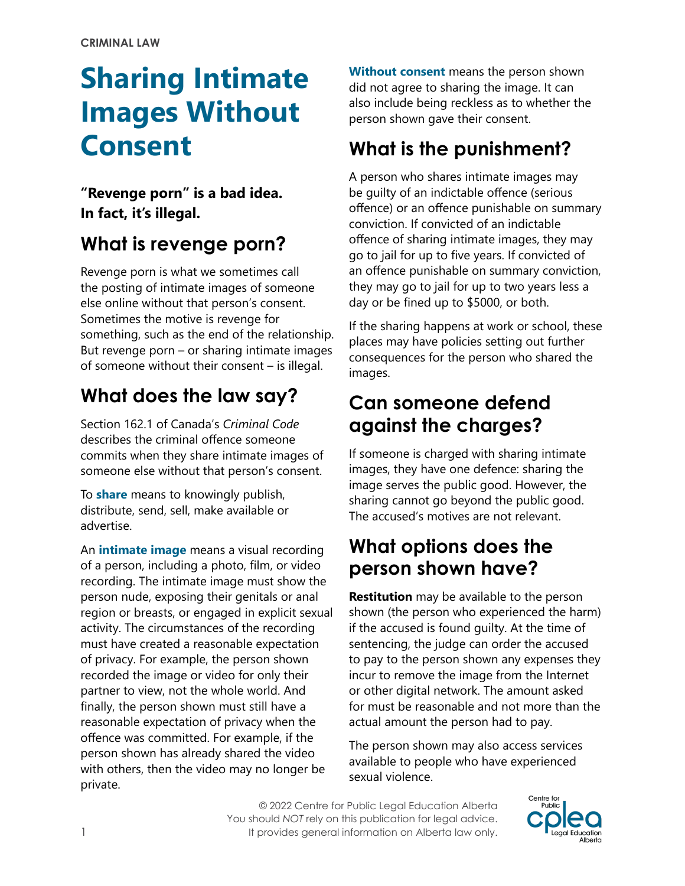CRIMINAL LAW

# Sharing Intimate Images Without Consent

**"Revenge porn" is a bad idea. In fact, it's illegal.**

## What is revenge porn?

Revenge porn is what we sometimes call the posting of intimate images of someone else online without that person's consent. Sometimes the motive is revenge for something, such as the end of the relationship. But revenge porn – or sharing intimate images of someone without their consent – is illegal.

## What does the law say?

Section 162.1 of Canada's *Criminal Code* describes the criminal offence someone commits when they share intimate images of someone else without that person's consent.

To **share** means to knowingly publish, distribute, send, sell, make available or advertise.

An **intimate image** means a visual recording of a person, including a photo, film, or video recording. The intimate image must show the person nude, exposing their genitals or anal region or breasts, or engaged in explicit sexual activity. The circumstances of the recording must have created a reasonable expectation of privacy. For example, the person shown recorded the image or video for only their partner to view, not the whole world. And finally, the person shown must still have a reasonable expectation of privacy when the offence was committed. For example, if the person shown has already shared the video with others, then the video may no longer be private.

**Without consent** means the person shown did not agree to sharing the image. It can also include being reckless as to whether the person shown gave their consent.

## What is the punishment?

A person who shares intimate images may be guilty of an indictable offence (serious offence) or an offence punishable on summary conviction. If convicted of an indictable offence of sharing intimate images, they may go to jail for up to five years. If convicted of an offence punishable on summary conviction, they may go to jail for up to two years less a day or be fined up to $5000, or both.

If the sharing happens at work or school, these places may have policies setting out further consequences for the person who shared the images.

## Can someone defend against the charges?

If someone is charged with sharing intimate images, they have one defence: sharing the image serves the public good. However, the sharing cannot go beyond the public good. The accused's motives are not relevant.

## What options does the person shown have?

**Restitution** may be available to the person shown (the person who experienced the harm) if the accused is found guilty. At the time of sentencing, the judge can order the accused to pay to the person shown any expenses they incur to remove the image from the Internet or other digital network. The amount asked for must be reasonable and not more than the actual amount the person had to pay.

The person shown may also access services available to people who have experienced sexual violence.

© 2022 Centre for Public Legal Education Alberta
You should *NOT* rely on this publication for legal advice.
It provides general information on Alberta law only.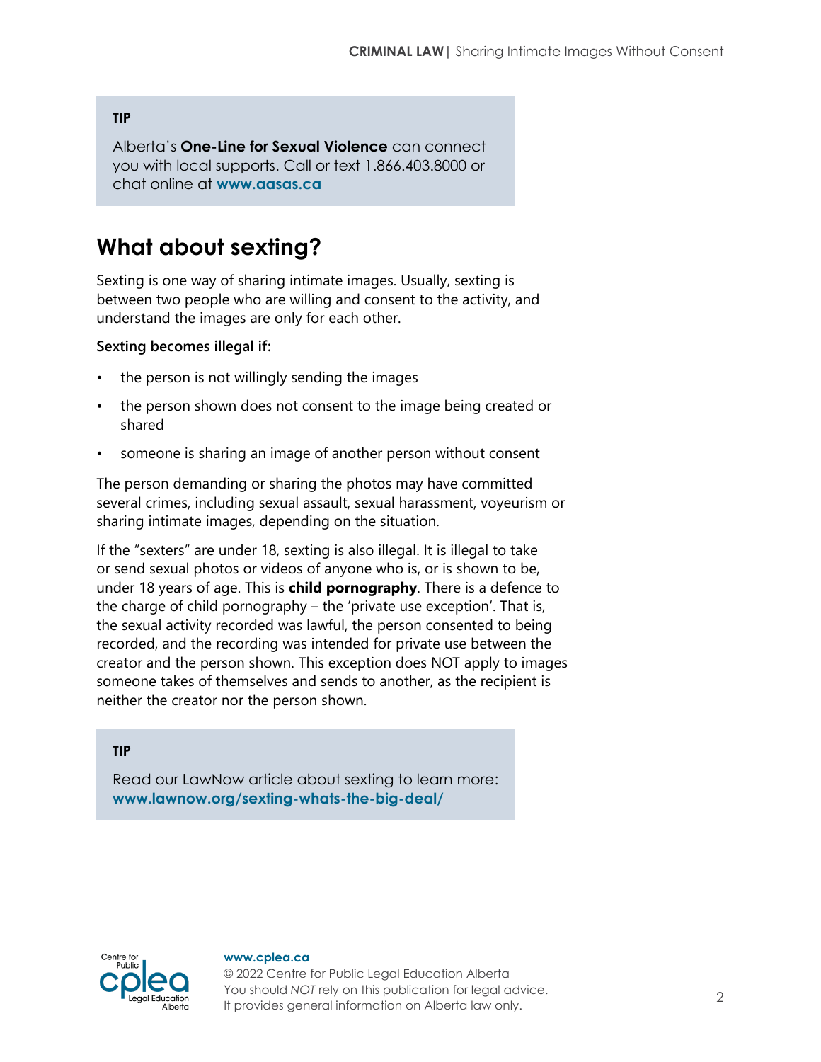**TIP**

Alberta's **One-Line for Sexual Violence** can connect you with local supports. Call or text 1.866.403.8000 or chat online at **www.aasas.ca**

## What about sexting?

Sexting is one way of sharing intimate images. Usually, sexting is between two people who are willing and consent to the activity, and understand the images are only for each other.

**Sexting becomes illegal if:**

- the person is not willingly sending the images
- the person shown does not consent to the image being created or shared
- someone is sharing an image of another person without consent

The person demanding or sharing the photos may have committed several crimes, including sexual assault, sexual harassment, voyeurism or sharing intimate images, depending on the situation.

If the "sexters" are under 18, sexting is also illegal. It is illegal to take or send sexual photos or videos of anyone who is, or is shown to be, under 18 years of age. This is **child pornography**. There is a defence to the charge of child pornography – the 'private use exception'. That is, the sexual activity recorded was lawful, the person consented to being recorded, and the recording was intended for private use between the creator and the person shown. This exception does NOT apply to images someone takes of themselves and sends to another, as the recipient is neither the creator nor the person shown.

**TIP**

Read our LawNow article about sexting to learn more: **www.lawnow.org/sexting-whats-the-big-deal/**

**www.cplea.ca**
© 2022 Centre for Public Legal Education Alberta
You should *NOT* rely on this publication for legal advice.
It provides general information on Alberta law only.